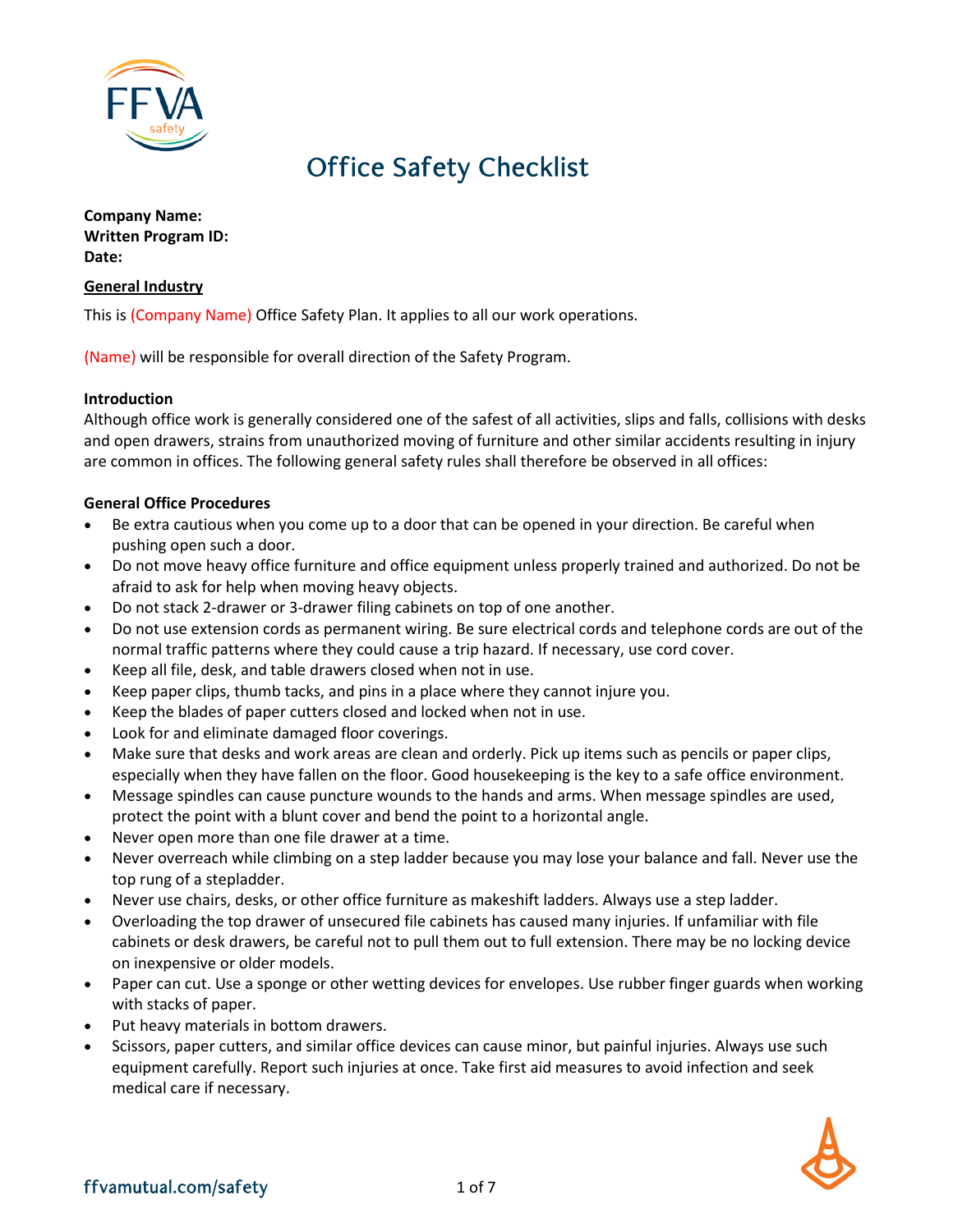# Office Safety Checklist

**Company Name:**
**Written Program ID:**
**Date:**

**General Industry**

This is (Company Name) Office Safety Plan. It applies to all our work operations.

(Name) will be responsible for overall direction of the Safety Program.

**Introduction**

Although office work is generally considered one of the safest of all activities, slips and falls, collisions with desks and open drawers, strains from unauthorized moving of furniture and other similar accidents resulting in injury are common in offices. The following general safety rules shall therefore be observed in all offices:

**General Office Procedures**

- Be extra cautious when you come up to a door that can be opened in your direction. Be careful when pushing open such a door.
- Do not move heavy office furniture and office equipment unless properly trained and authorized. Do not be afraid to ask for help when moving heavy objects.
- Do not stack 2-drawer or 3-drawer filing cabinets on top of one another.
- Do not use extension cords as permanent wiring. Be sure electrical cords and telephone cords are out of the normal traffic patterns where they could cause a trip hazard. If necessary, use cord cover.
- Keep all file, desk, and table drawers closed when not in use.
- Keep paper clips, thumb tacks, and pins in a place where they cannot injure you.
- Keep the blades of paper cutters closed and locked when not in use.
- Look for and eliminate damaged floor coverings.
- Make sure that desks and work areas are clean and orderly. Pick up items such as pencils or paper clips, especially when they have fallen on the floor. Good housekeeping is the key to a safe office environment.
- Message spindles can cause puncture wounds to the hands and arms. When message spindles are used, protect the point with a blunt cover and bend the point to a horizontal angle.
- Never open more than one file drawer at a time.
- Never overreach while climbing on a step ladder because you may lose your balance and fall. Never use the top rung of a stepladder.
- Never use chairs, desks, or other office furniture as makeshift ladders. Always use a step ladder.
- Overloading the top drawer of unsecured file cabinets has caused many injuries. If unfamiliar with file cabinets or desk drawers, be careful not to pull them out to full extension. There may be no locking device on inexpensive or older models.
- Paper can cut. Use a sponge or other wetting devices for envelopes. Use rubber finger guards when working with stacks of paper.
- Put heavy materials in bottom drawers.
- Scissors, paper cutters, and similar office devices can cause minor, but painful injuries. Always use such equipment carefully. Report such injuries at once. Take first aid measures to avoid infection and seek medical care if necessary.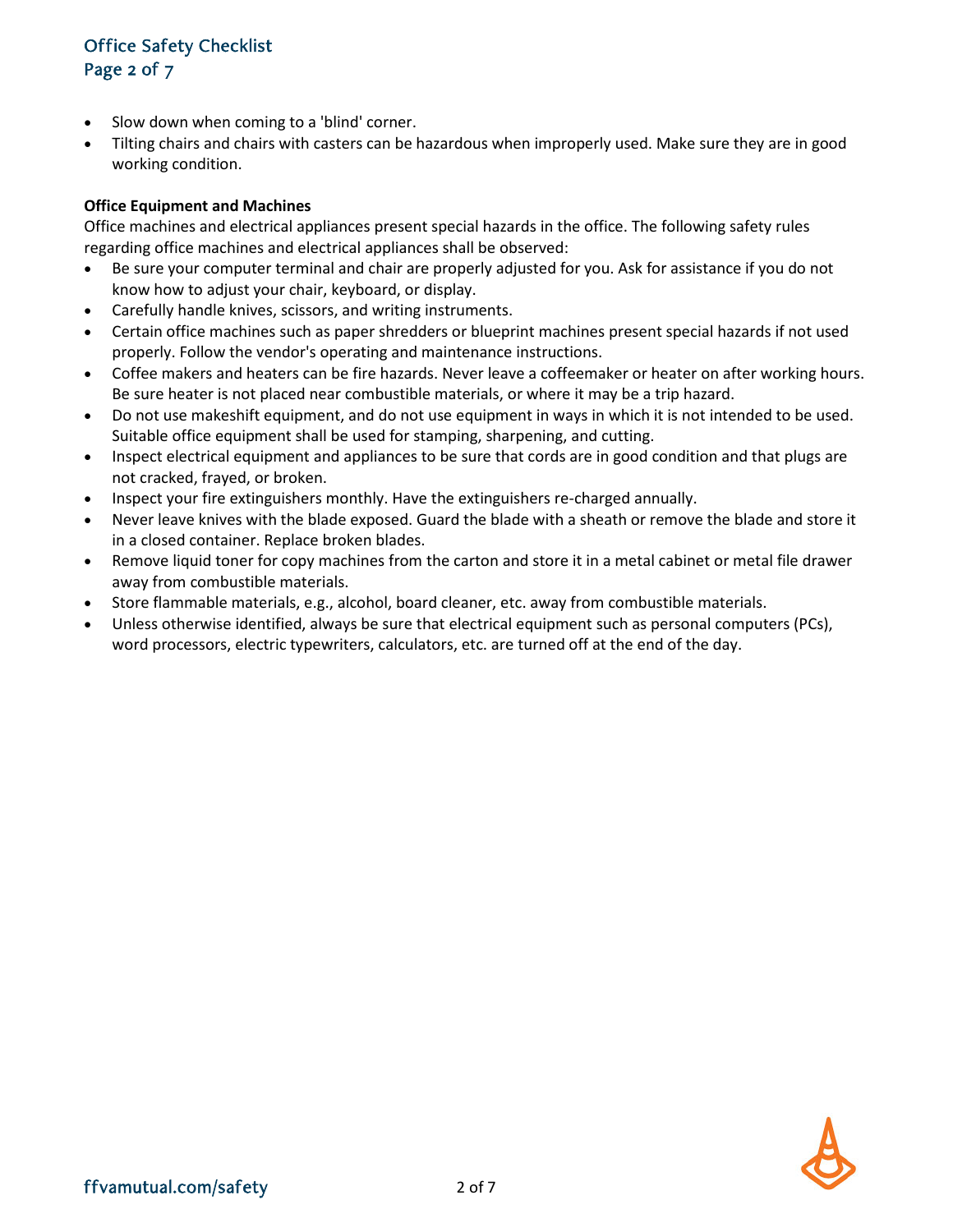- Slow down when coming to a 'blind' corner.
- Tilting chairs and chairs with casters can be hazardous when improperly used. Make sure they are in good working condition.

**Office Equipment and Machines**

Office machines and electrical appliances present special hazards in the office. The following safety rules regarding office machines and electrical appliances shall be observed:

- Be sure your computer terminal and chair are properly adjusted for you. Ask for assistance if you do not know how to adjust your chair, keyboard, or display.
- Carefully handle knives, scissors, and writing instruments.
- Certain office machines such as paper shredders or blueprint machines present special hazards if not used properly. Follow the vendor's operating and maintenance instructions.
- Coffee makers and heaters can be fire hazards. Never leave a coffeemaker or heater on after working hours. Be sure heater is not placed near combustible materials, or where it may be a trip hazard.
- Do not use makeshift equipment, and do not use equipment in ways in which it is not intended to be used. Suitable office equipment shall be used for stamping, sharpening, and cutting.
- Inspect electrical equipment and appliances to be sure that cords are in good condition and that plugs are not cracked, frayed, or broken.
- Inspect your fire extinguishers monthly. Have the extinguishers re-charged annually.
- Never leave knives with the blade exposed. Guard the blade with a sheath or remove the blade and store it in a closed container. Replace broken blades.
- Remove liquid toner for copy machines from the carton and store it in a metal cabinet or metal file drawer away from combustible materials.
- Store flammable materials, e.g., alcohol, board cleaner, etc. away from combustible materials.
- Unless otherwise identified, always be sure that electrical equipment such as personal computers (PCs), word processors, electric typewriters, calculators, etc. are turned off at the end of the day.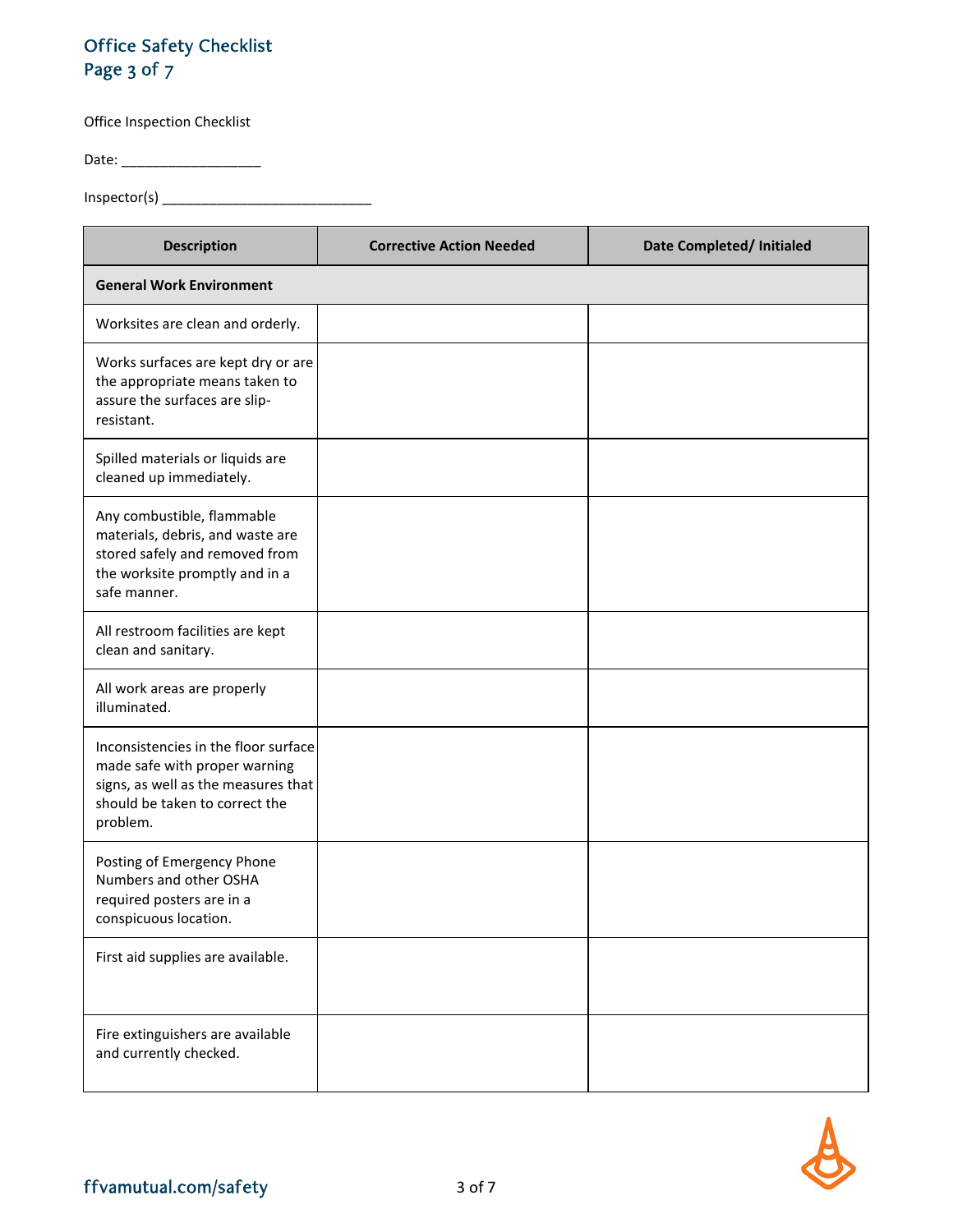Office Inspection Checklist

Date: ___________________

Inspector(s) ____________________________

| Description | Corrective Action Needed | Date Completed/ Initialed |
|---|---|---|
| **General Work Environment** | | |
| Worksites are clean and orderly. | | |
| Works surfaces are kept dry or are the appropriate means taken to assure the surfaces are slip-resistant. | | |
| Spilled materials or liquids are cleaned up immediately. | | |
| Any combustible, flammable materials, debris, and waste are stored safely and removed from the worksite promptly and in a safe manner. | | |
| All restroom facilities are kept clean and sanitary. | | |
| All work areas are properly illuminated. | | |
| Inconsistencies in the floor surface made safe with proper warning signs, as well as the measures that should be taken to correct the problem. | | |
| Posting of Emergency Phone Numbers and other OSHA required posters are in a conspicuous location. | | |
| First aid supplies are available. | | |
| Fire extinguishers are available and currently checked. | | |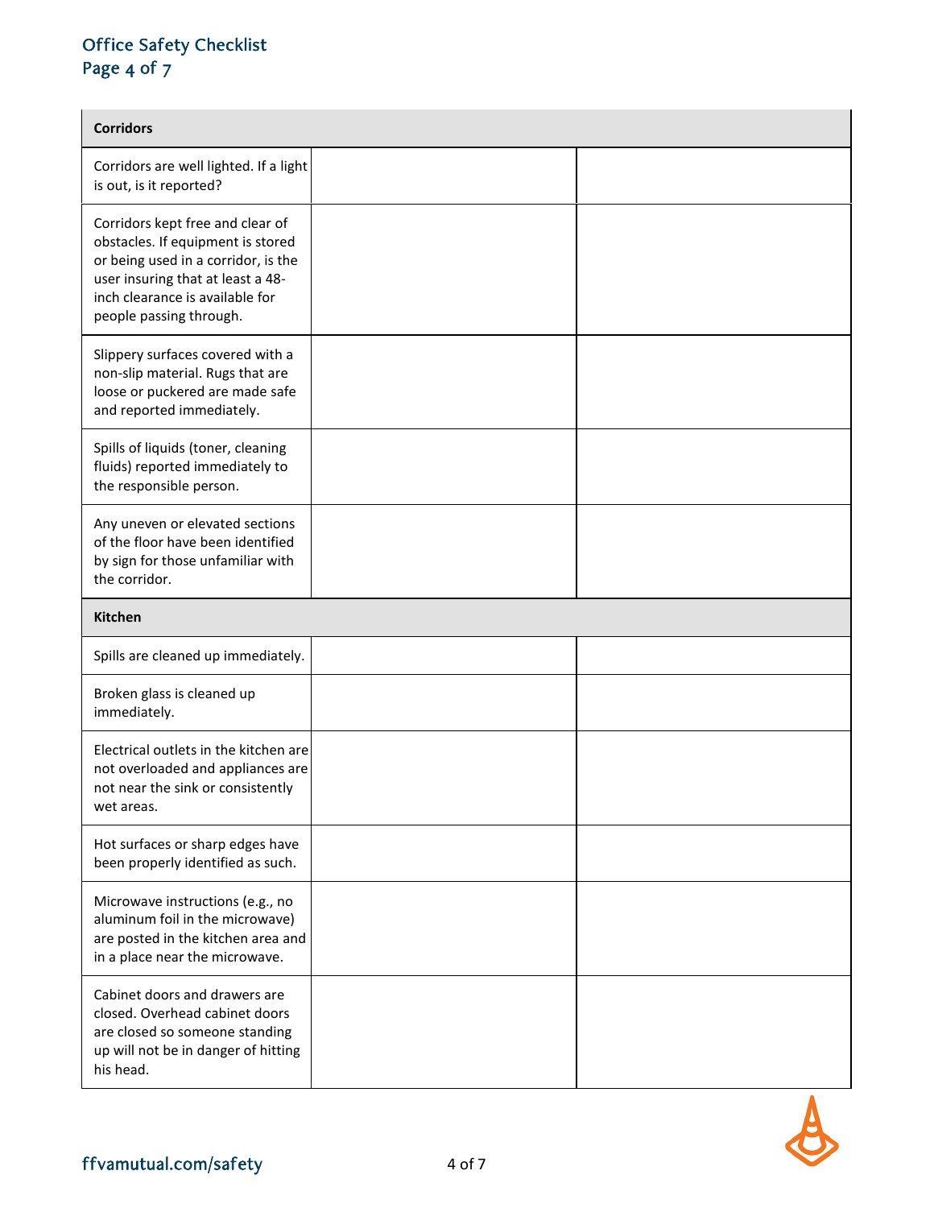| Corridors | | |
|---|---|---|
| Corridors are well lighted. If a light is out, is it reported? | | |
| Corridors kept free and clear of obstacles. If equipment is stored or being used in a corridor, is the user insuring that at least a 48-inch clearance is available for people passing through. | | |
| Slippery surfaces covered with a non-slip material. Rugs that are loose or puckered are made safe and reported immediately. | | |
| Spills of liquids (toner, cleaning fluids) reported immediately to the responsible person. | | |
| Any uneven or elevated sections of the floor have been identified by sign for those unfamiliar with the corridor. | | |
| **Kitchen** | | |
| Spills are cleaned up immediately. | | |
| Broken glass is cleaned up immediately. | | |
| Electrical outlets in the kitchen are not overloaded and appliances are not near the sink or consistently wet areas. | | |
| Hot surfaces or sharp edges have been properly identified as such. | | |
| Microwave instructions (e.g., no aluminum foil in the microwave) are posted in the kitchen area and in a place near the microwave. | | |
| Cabinet doors and drawers are closed. Overhead cabinet doors are closed so someone standing up will not be in danger of hitting his head. | | |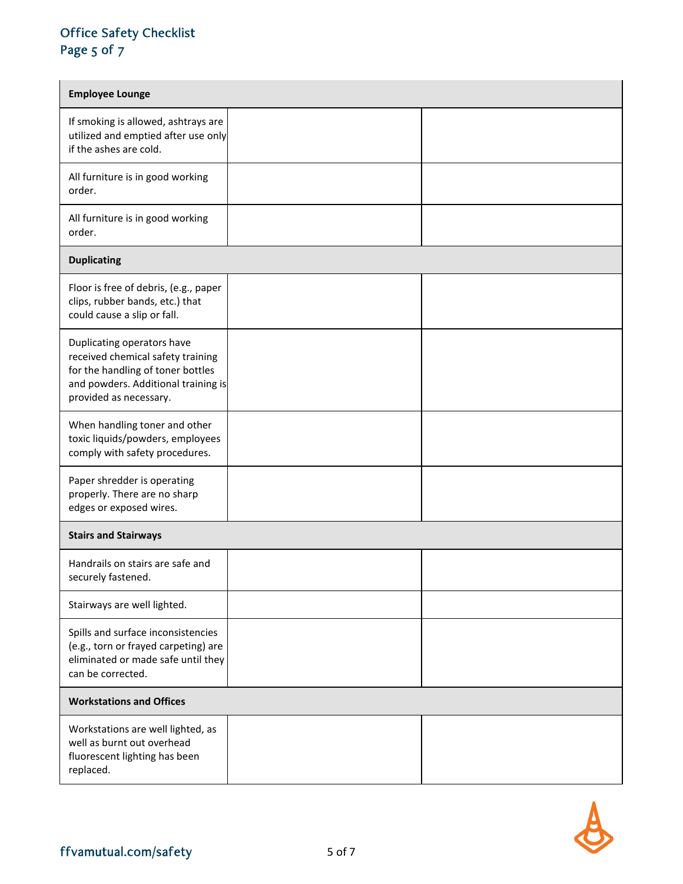| Employee Lounge | | |
|---|---|---|
| If smoking is allowed, ashtrays are utilized and emptied after use only if the ashes are cold. | | |
| All furniture is in good working order. | | |
| All furniture is in good working order. | | |
| **Duplicating** | | |
| Floor is free of debris, (e.g., paper clips, rubber bands, etc.) that could cause a slip or fall. | | |
| Duplicating operators have received chemical safety training for the handling of toner bottles and powders. Additional training is provided as necessary. | | |
| When handling toner and other toxic liquids/powders, employees comply with safety procedures. | | |
| Paper shredder is operating properly. There are no sharp edges or exposed wires. | | |
| **Stairs and Stairways** | | |
| Handrails on stairs are safe and securely fastened. | | |
| Stairways are well lighted. | | |
| Spills and surface inconsistencies (e.g., torn or frayed carpeting) are eliminated or made safe until they can be corrected. | | |
| **Workstations and Offices** | | |
| Workstations are well lighted, as well as burnt out overhead fluorescent lighting has been replaced. | | |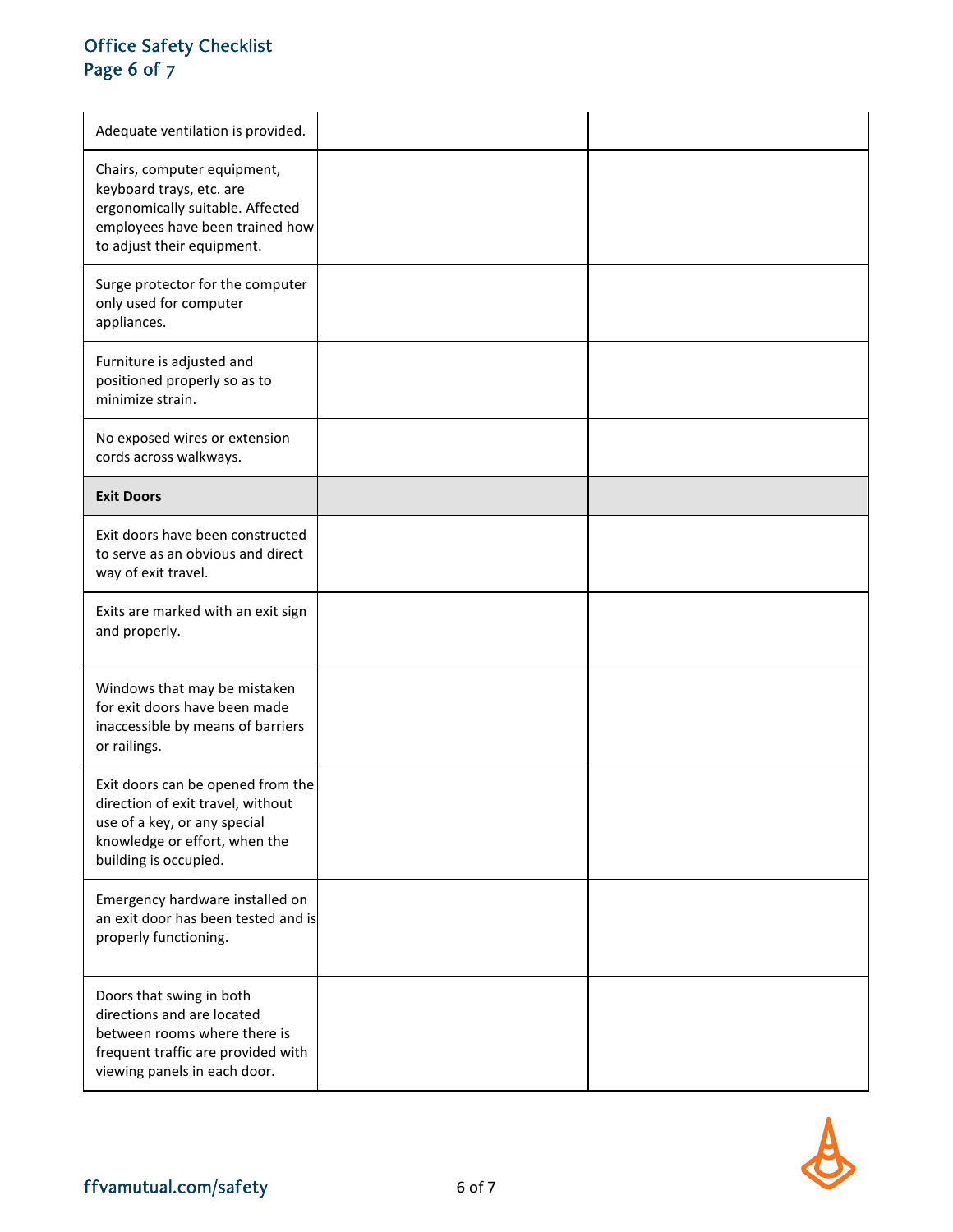| | | |
|---|---|---|
| Adequate ventilation is provided. | | |
| Chairs, computer equipment, keyboard trays, etc. are ergonomically suitable. Affected employees have been trained how to adjust their equipment. | | |
| Surge protector for the computer only used for computer appliances. | | |
| Furniture is adjusted and positioned properly so as to minimize strain. | | |
| No exposed wires or extension cords across walkways. | | |
| **Exit Doors** | | |
| Exit doors have been constructed to serve as an obvious and direct way of exit travel. | | |
| Exits are marked with an exit sign and properly. | | |
| Windows that may be mistaken for exit doors have been made inaccessible by means of barriers or railings. | | |
| Exit doors can be opened from the direction of exit travel, without use of a key, or any special knowledge or effort, when the building is occupied. | | |
| Emergency hardware installed on an exit door has been tested and is properly functioning. | | |
| Doors that swing in both directions and are located between rooms where there is frequent traffic are provided with viewing panels in each door. | | |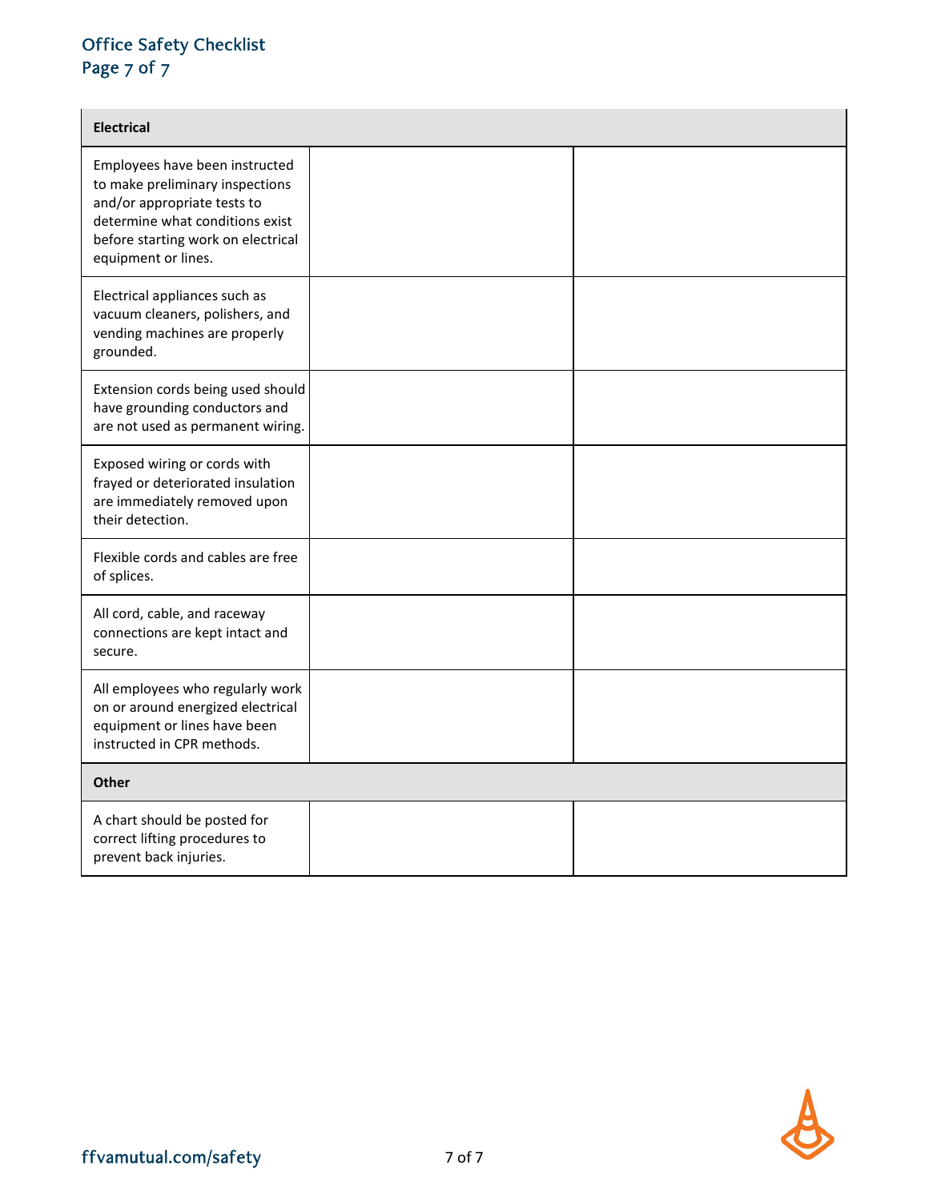| | | |
|---|---|---|
| **Electrical** | | |
| Employees have been instructed to make preliminary inspections and/or appropriate tests to determine what conditions exist before starting work on electrical equipment or lines. | | |
| Electrical appliances such as vacuum cleaners, polishers, and vending machines are properly grounded. | | |
| Extension cords being used should have grounding conductors and are not used as permanent wiring. | | |
| Exposed wiring or cords with frayed or deteriorated insulation are immediately removed upon their detection. | | |
| Flexible cords and cables are free of splices. | | |
| All cord, cable, and raceway connections are kept intact and secure. | | |
| All employees who regularly work on or around energized electrical equipment or lines have been instructed in CPR methods. | | |
| **Other** | | |
| A chart should be posted for correct lifting procedures to prevent back injuries. | | |